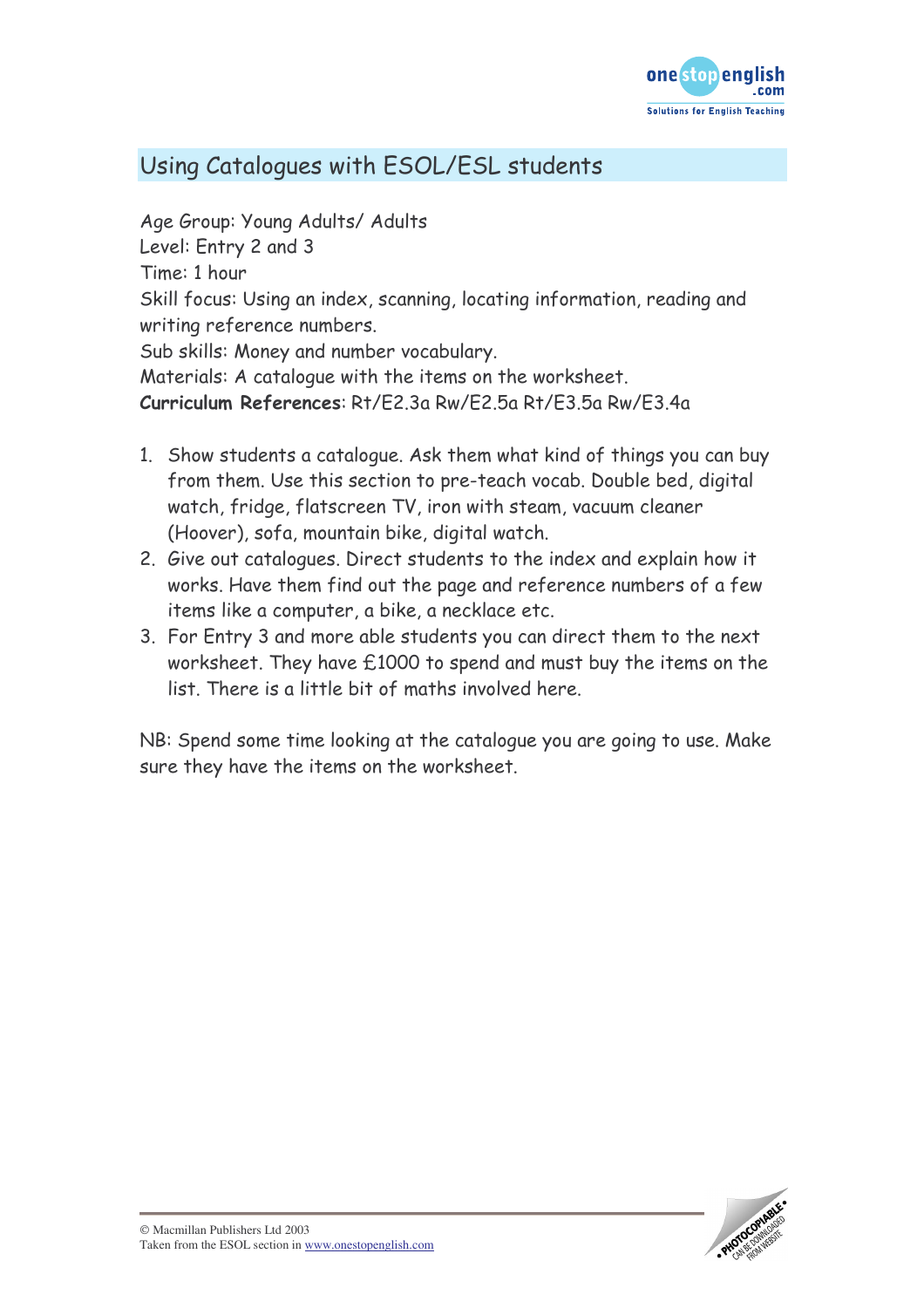# Using Catalogues with ESOL/ESL students

Age Group: Young Adults/ Adults
Level: Entry 2 and 3
Time: 1 hour
Skill focus: Using an index, scanning, locating information, reading and writing reference numbers.
Sub skills: Money and number vocabulary.
Materials: A catalogue with the items on the worksheet.
**Curriculum References**: Rt/E2.3a Rw/E2.5a Rt/E3.5a Rw/E3.4a

1. Show students a catalogue. Ask them what kind of things you can buy from them. Use this section to pre-teach vocab. Double bed, digital watch, fridge, flatscreen TV, iron with steam, vacuum cleaner (Hoover), sofa, mountain bike, digital watch.
2. Give out catalogues. Direct students to the index and explain how it works. Have them find out the page and reference numbers of a few items like a computer, a bike, a necklace etc.
3. For Entry 3 and more able students you can direct them to the next worksheet. They have £1000 to spend and must buy the items on the list. There is a little bit of maths involved here.

NB: Spend some time looking at the catalogue you are going to use. Make sure they have the items on the worksheet.

© Macmillan Publishers Ltd 2003
Taken from the ESOL section in www.onestopenglish.com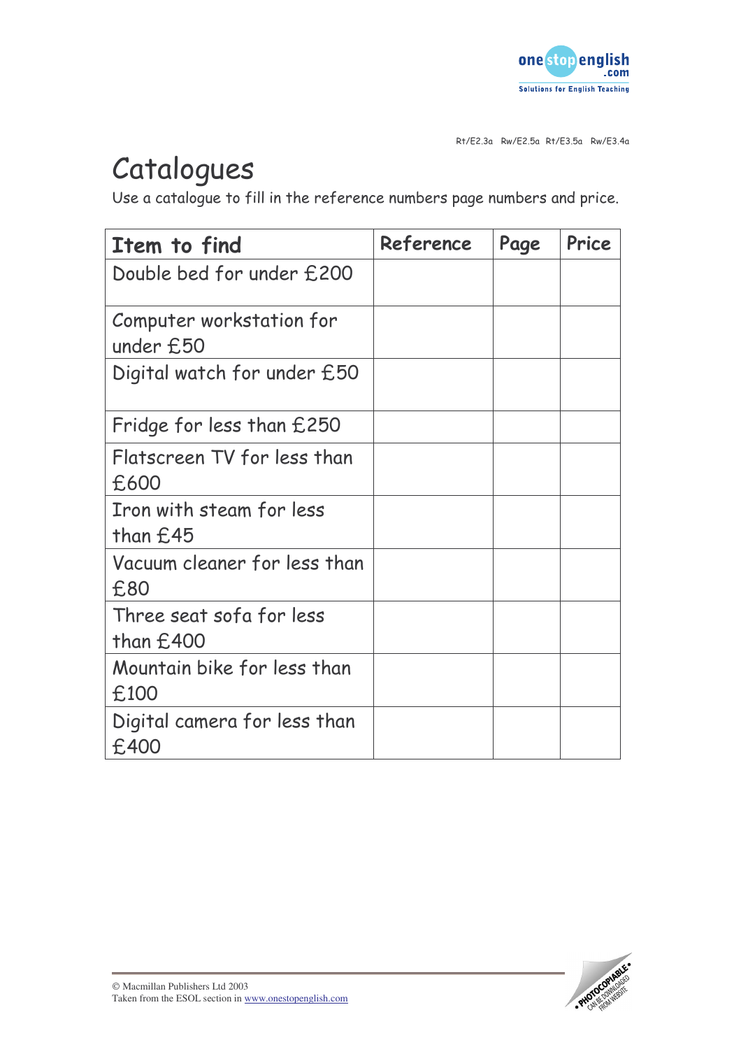Rt/E2.3a Rw/E2.5a Rt/E3.5a Rw/E3.4a

# Catalogues

Use a catalogue to fill in the reference numbers page numbers and price.

| Item to find | Reference | Page | Price |
|---|---|---|---|
| Double bed for under £200 | | | |
| Computer workstation for under £50 | | | |
| Digital watch for under £50 | | | |
| Fridge for less than £250 | | | |
| Flatscreen TV for less than £600 | | | |
| Iron with steam for less than £45 | | | |
| Vacuum cleaner for less than £80 | | | |
| Three seat sofa for less than £400 | | | |
| Mountain bike for less than £100 | | | |
| Digital camera for less than £400 | | | |

© Macmillan Publishers Ltd 2003
Taken from the ESOL section in www.onestopenglish.com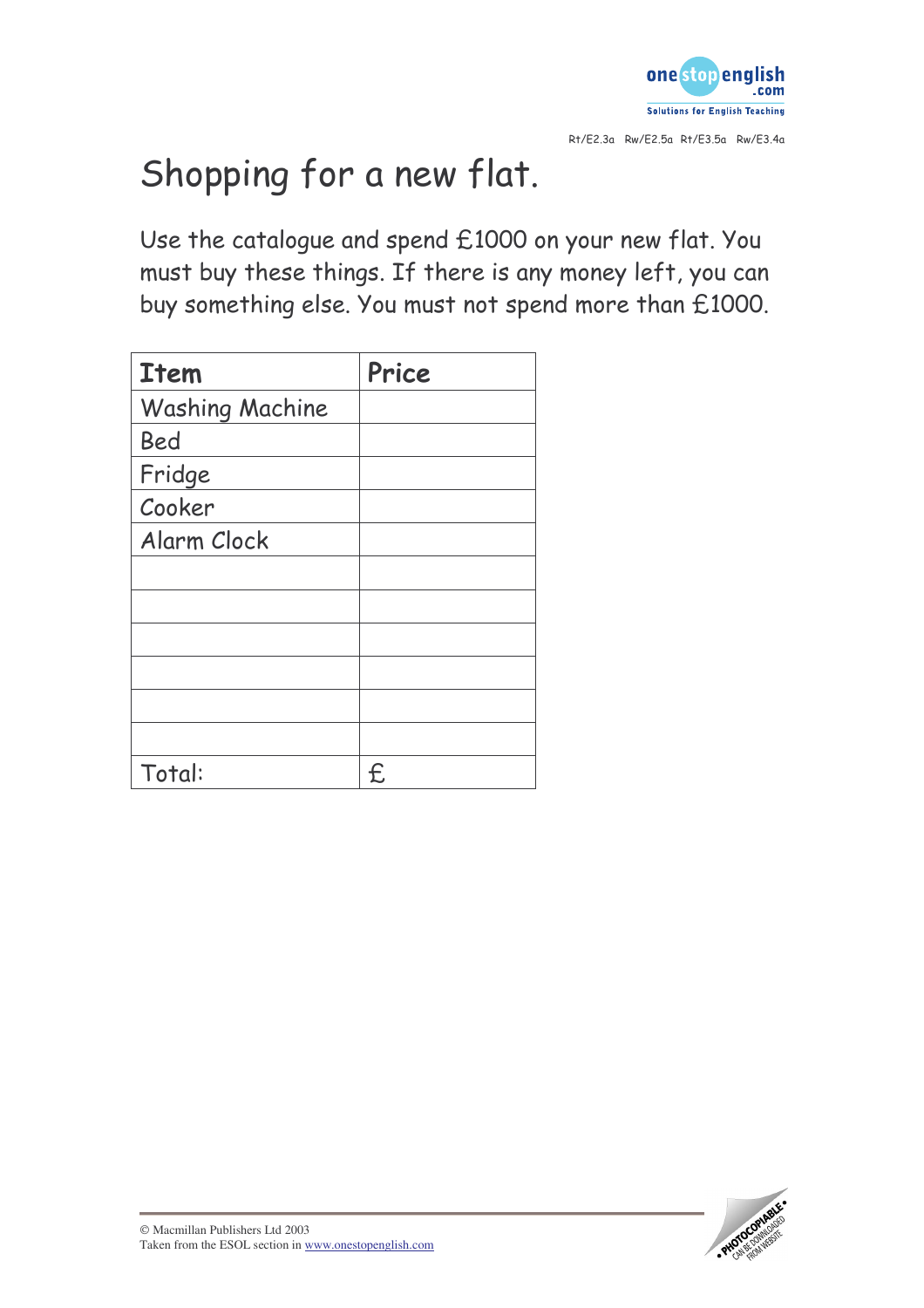Rt/E2.3a Rw/E2.5a Rt/E3.5a Rw/E3.4a

# Shopping for a new flat.

Use the catalogue and spend £1000 on your new flat. You must buy these things. If there is any money left, you can buy something else. You must not spend more than £1000.

| Item | Price |
|---|---|
| Washing Machine | |
| Bed | |
| Fridge | |
| Cooker | |
| Alarm Clock | |
| | |
| | |
| | |
| | |
| | |
| | |
| Total: | £ |

© Macmillan Publishers Ltd 2003
Taken from the ESOL section in www.onestopenglish.com